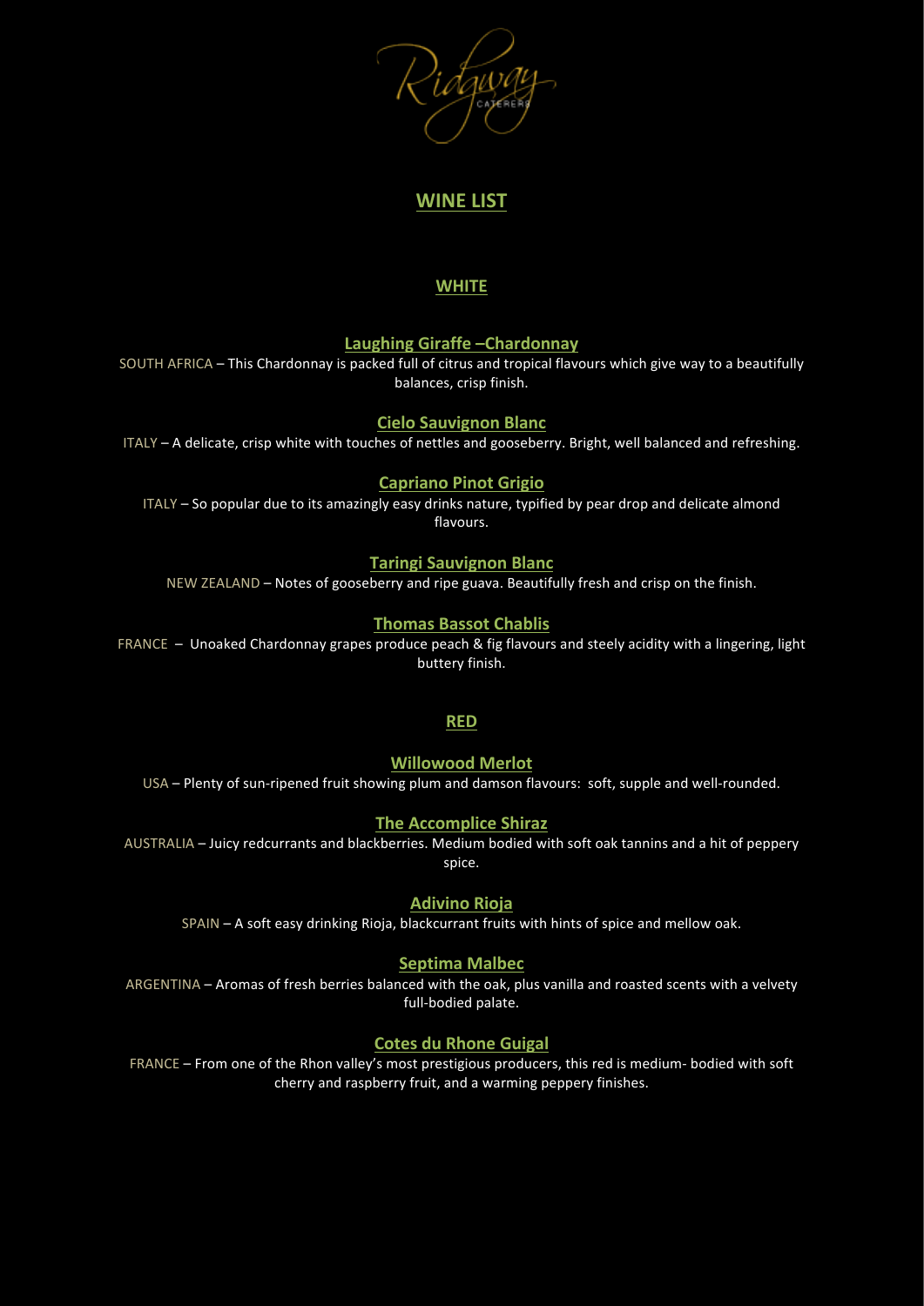Ridgway

CATERERS

# WINE LIST

## WHITE

### Laughing Giraffe –Chardonnay

SOUTH AFRICA – This Chardonnay is packed full of citrus and tropical flavours which give way to a beautifully balances, crisp finish.

### Cielo Sauvignon Blanc

ITALY – A delicate, crisp white with touches of nettles and gooseberry. Bright, well balanced and refreshing.

### Capriano Pinot Grigio

ITALY – So popular due to its amazingly easy drinks nature, typified by pear drop and delicate almond flavours.

### Taringi Sauvignon Blanc

NEW ZEALAND – Notes of gooseberry and ripe guava. Beautifully fresh and crisp on the finish.

### Thomas Bassot Chablis

FRANCE – Unoaked Chardonnay grapes produce peach & fig flavours and steely acidity with a lingering, light buttery finish.

## RED

### Willowood Merlot

USA – Plenty of sun-ripened fruit showing plum and damson flavours: soft, supple and well-rounded.

### The Accomplice Shiraz

AUSTRALIA – Juicy redcurrants and blackberries. Medium bodied with soft oak tannins and a hit of peppery spice.

### Adivino Rioja

SPAIN – A soft easy drinking Rioja, blackcurrant fruits with hints of spice and mellow oak.

### Septima Malbec

ARGENTINA – Aromas of fresh berries balanced with the oak, plus vanilla and roasted scents with a velvety full-bodied palate.

### Cotes du Rhone Guigal

FRANCE – From one of the Rhon valley's most prestigious producers, this red is medium- bodied with soft cherry and raspberry fruit, and a warming peppery finishes.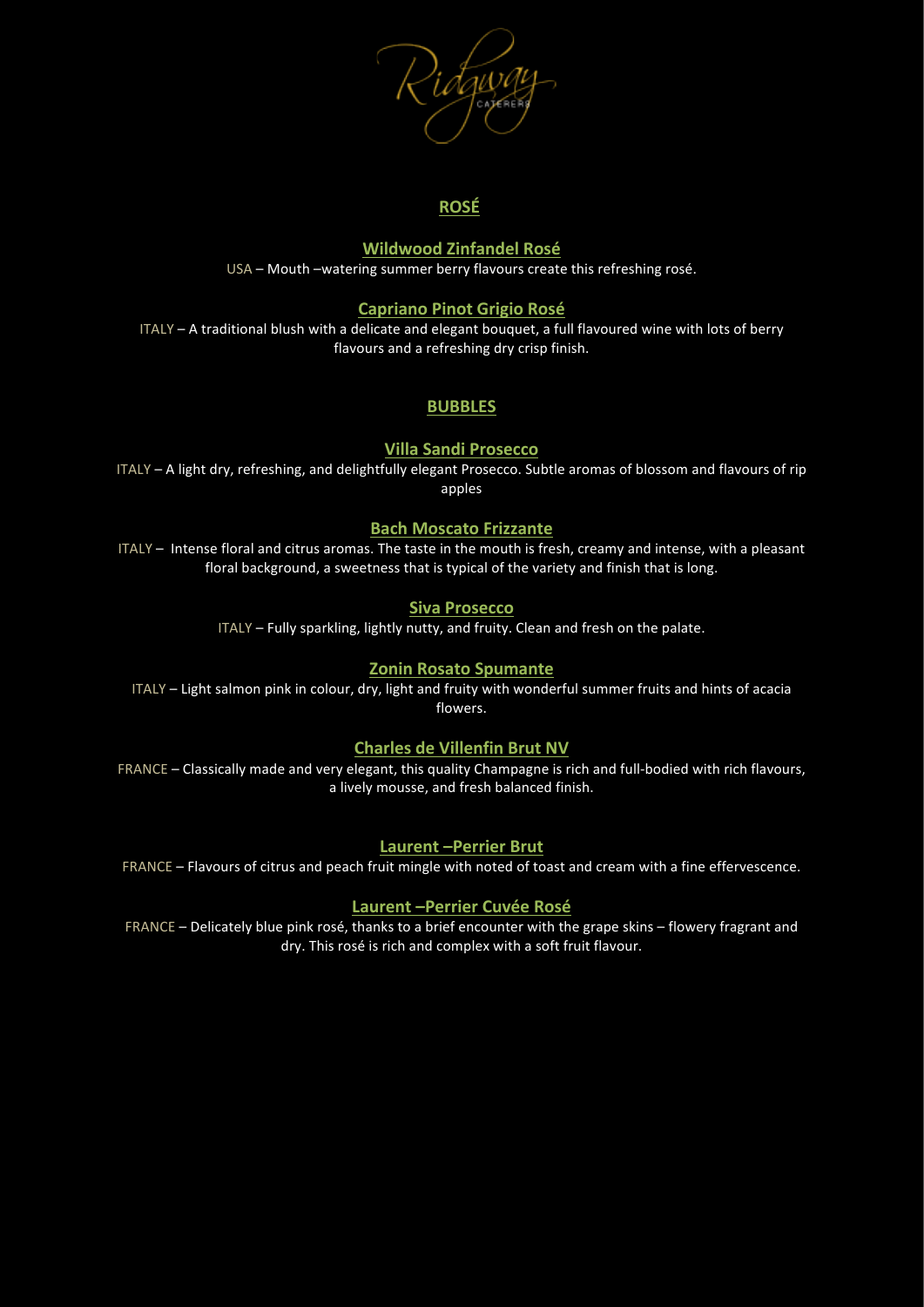Ridgway CATERERS

## ROSÉ

### Wildwood Zinfandel Rosé

USA – Mouth –watering summer berry flavours create this refreshing rosé.

### Capriano Pinot Grigio Rosé

ITALY – A traditional blush with a delicate and elegant bouquet, a full flavoured wine with lots of berry flavours and a refreshing dry crisp finish.

## BUBBLES

### Villa Sandi Prosecco

ITALY – A light dry, refreshing, and delightfully elegant Prosecco. Subtle aromas of blossom and flavours of rip apples

### Bach Moscato Frizzante

ITALY – Intense floral and citrus aromas. The taste in the mouth is fresh, creamy and intense, with a pleasant floral background, a sweetness that is typical of the variety and finish that is long.

### Siva Prosecco

ITALY – Fully sparkling, lightly nutty, and fruity. Clean and fresh on the palate.

### Zonin Rosato Spumante

ITALY – Light salmon pink in colour, dry, light and fruity with wonderful summer fruits and hints of acacia flowers.

### Charles de Villenfin Brut NV

FRANCE – Classically made and very elegant, this quality Champagne is rich and full-bodied with rich flavours, a lively mousse, and fresh balanced finish.

### Laurent –Perrier Brut

FRANCE – Flavours of citrus and peach fruit mingle with noted of toast and cream with a fine effervescence.

### Laurent –Perrier Cuvée Rosé

FRANCE – Delicately blue pink rosé, thanks to a brief encounter with the grape skins – flowery fragrant and dry. This rosé is rich and complex with a soft fruit flavour.